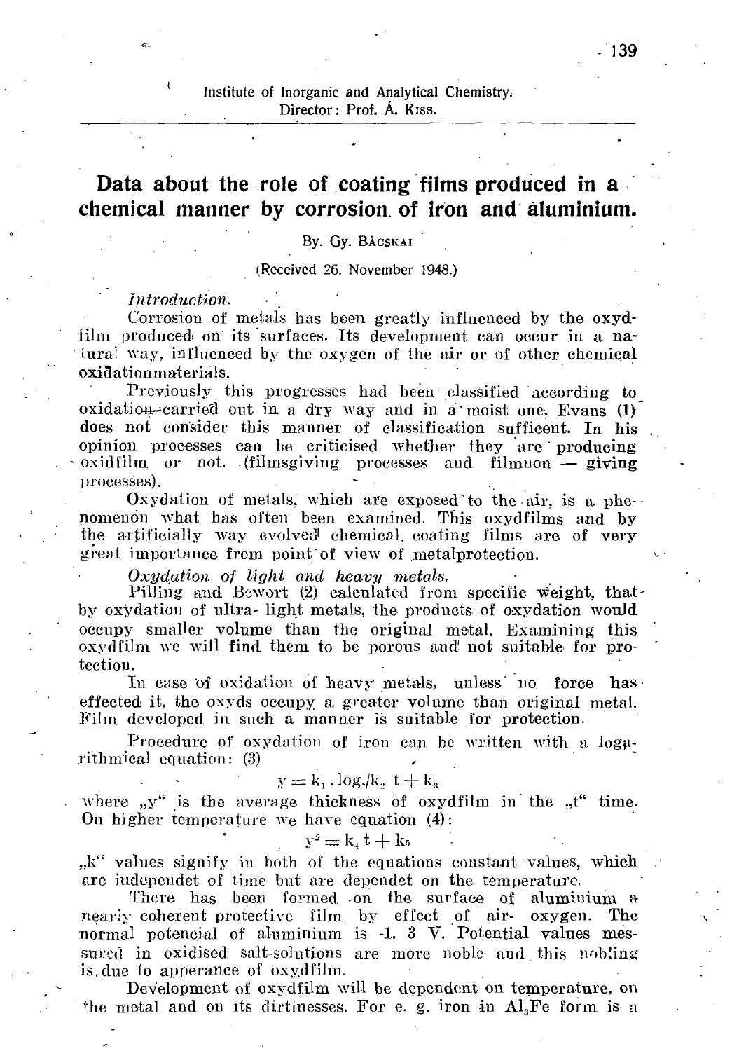Institute of Inorganic and Analytical Chemistry.
Director: Prof. Á. Kiss.

# Data about the role of coating films produced in a chemical manner by corrosion of iron and aluminium.

By. Gy. Bácskai

(Received 26. November 1948.)

*Introduction.*

Corrosion of metals has been greatly influenced by the oxydfilm produced on its surfaces. Its development can occur in a natural way, influenced by the oxygen of the air or of other chemical oxidationmaterials.

Previously this progresses had been classified according to oxidation carried out in a dry way and in a moist one. Evans (1) does not consider this manner of classification sufficent. In his opinion processes can be criticised whether they are producing oxidfilm or not. (filmsgiving processes and filmnon — giving processes).

Oxydation of metals, which are exposed to the air, is a phenomenon what has often been examined. This oxydfilms and by the artificially way evolved chemical coating films are of very great importance from point of view of metalprotection.

*Oxydation of light and heavy metals.*

Pilling and Bewort (2) calculated from specific weight, that by oxydation of ultra- light metals, the products of oxydation would occupy smaller volume than the original metal. Examining this oxydfilm we will find them to be porous and not suitable for protection.

In case of oxidation of heavy metals, unless no force has effected it, the oxyds occupy a greater volume than original metal. Film developed in such a manner is suitable for protection.

Procedure of oxydation of iron can be written with a logarithmical equation: (3)

$$y = k_1 . \log./k_2\ t + k_3$$

where „y" is the average thickness of oxydfilm in the „t" time. On higher temperature we have equation (4):

$$y^2 = k_4\, t + k_5$$

„k" values signify in both of the equations constant values, which are independet of time but are dependet on the temperature.

There has been formed on the surface of aluminium a nearly coherent protective film by effect of air- oxygen. The normal potencial of aluminium is -1. 3 V. Potential values messured in oxidised salt-solutions are more noble and this nobling is due to apperance of oxydfilm.

Development of oxydfilm will be dependent on temperature, on the metal and on its dirtinesses. For e. g. iron in $Al_3Fe$ form is a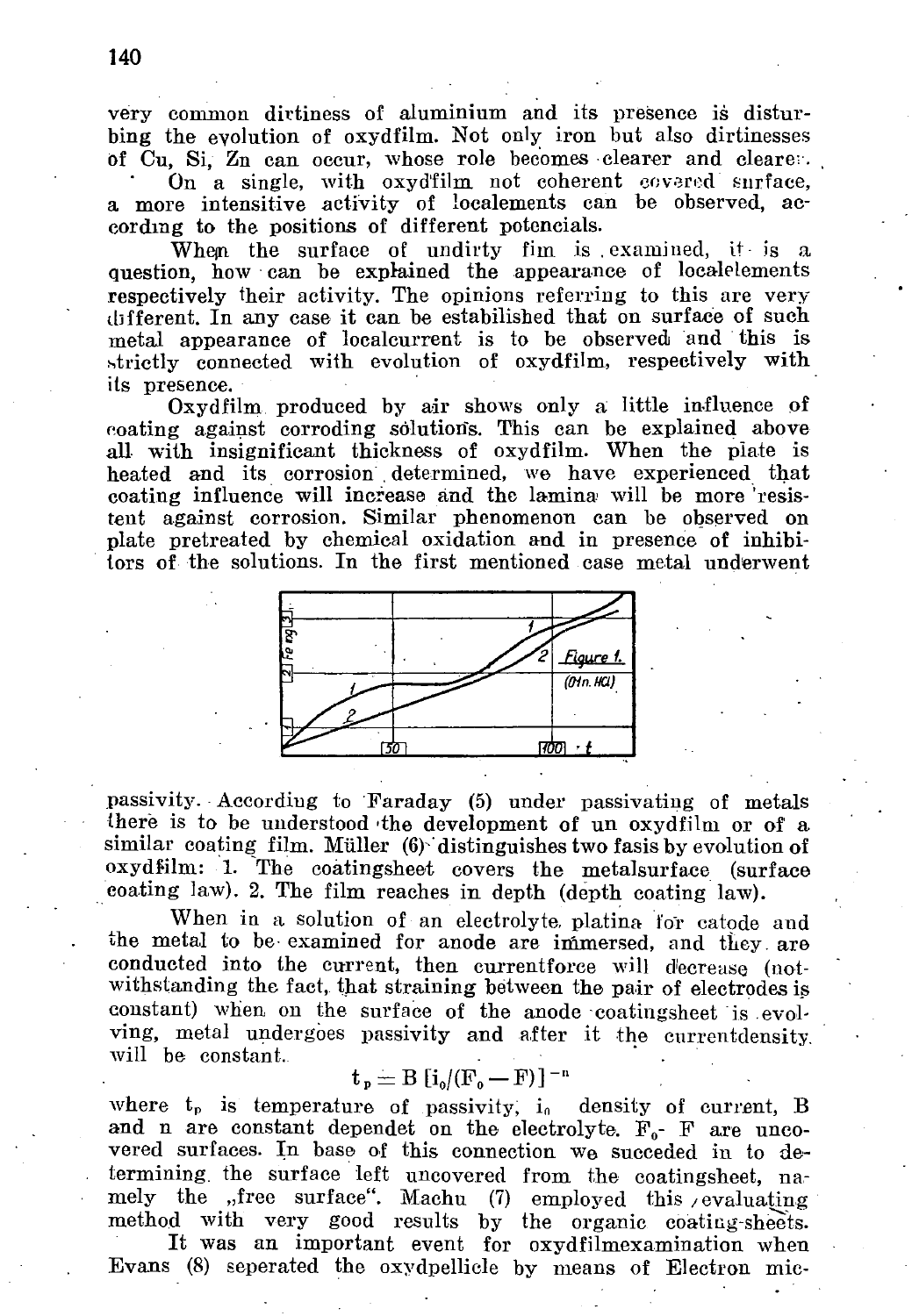very common dirtiness of aluminium and its presence is disturbing the evolution of oxydfilm. Not only iron but also dirtinesses of Cu, Si, Zn can occur, whose role becomes clearer and clearer.

On a single, with oxydfilm not coherent covered surface, a more intensitive activity of localements can be observed, according to the positions of different potencials.

When the surface of undirty fim is examined, it is a question, how can be explained the appearance of localelements respectively their activity. The opinions referring to this are very different. In any case it can be estabilished that on surface of such metal appearance of localcurrent is to be observed and this is strictly connected with evolution of oxydfilm, respectively with its presence.

Oxydfilm produced by air shows only a little influence of coating against corroding solutions. This can be explained above all with insignificant thickness of oxydfilm. When the plate is heated and its corrosion determined, we have experienced that coating influence will increase and the lamina will be more resistent against corrosion. Similar phenomenon can be observed on plate pretreated by chemical oxidation and in presence of inhibitors of the solutions. In the first mentioned case metal underwent

Figure 1. (0.1n. HCl)

passivity. According to Faraday (5) under passivating of metals there is to be understood the development of un oxydfilm or of a similar coating film. Müller (6) distinguishes two fasis by evolution of oxydfilm: 1. The coatingsheet covers the metalsurface (surface coating law). 2. The film reaches in depth (depth coating law).

When in a solution of an electrolyte, platina for catode and the metal to be examined for anode are immersed, and they are conducted into the current, then currentforce will decrease (notwithstanding the fact, that straining between the pair of electrodes is constant) when on the surface of the anode coatingsheet is evolving, metal undergoes passivity and after it the currentdensity will be constant.

$$t_p = B\,[i_0/(F_0 - F)]^{-n}$$

where $t_p$ is temperature of passivity, $i_0$ density of current, B and n are constant dependet on the electrolyte. $F_0$- F are uncovered surfaces. In base of this connection we succeded in to determining the surface left uncovered from the coatingsheet, namely the „free surface". Machu (7) employed this evaluating method with very good results by the organic coating-sheets.

It was an important event for oxydfilmexamination when Evans (8) seperated the oxydpellicle by means of Electron mic-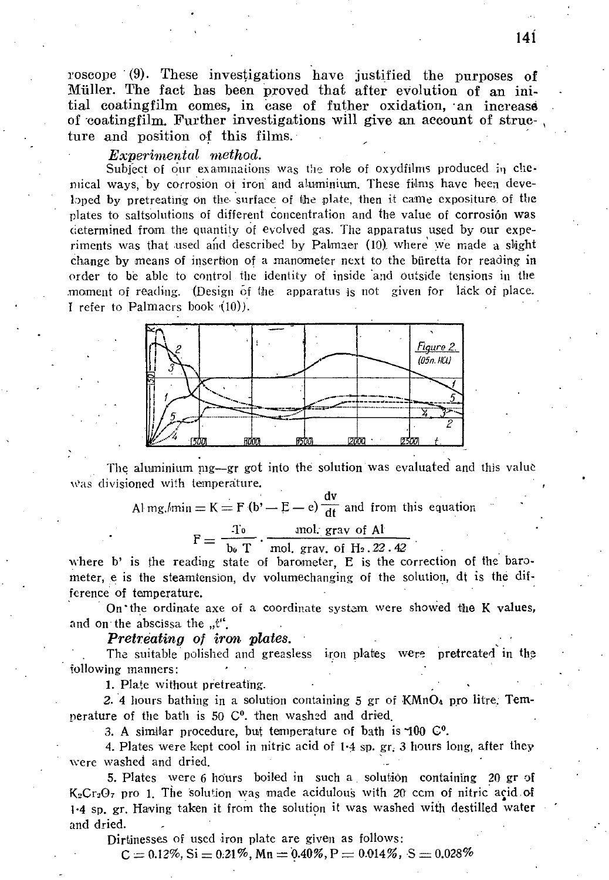roscope (9). These investigations have justified the purposes of Müller. The fact has been proved that after evolution of an initial coatingfilm comes, in case of futher oxidation, an increase of coatingfilm. Further investigations will give an account of structure and position of this films.

### *Experimental method.*

Subject of our examinations was the role of oxydfilms produced in chemical ways, by corrosion of iron and aluminium. These films have been developed by pretreating on the surface of the plate, then it came exposíture of the plates to saltsolutions of different concentration and the value of corrosión was determined from the quantity of evolved gas. The apparatus used by our experiments was that used and described by Palmaer (10), where we made a slight change by means of insertion of a manometer next to the büretta for reading in order to be able to control the identity of inside and outside tensions in the moment of reading. (Design of the apparatus is not given for lack of place. I refer to Palmaers book (10)).

Figure 2. (05n. HCl)

The aluminium mg—gr got into the solution was evaluated and this value was divisioned with temperature.

$$\text{Al mg./min} = K = F\,(b' - E - e)\,\frac{dv}{dt} \text{ and from this equation}$$

$$F = \frac{T_0}{b_0\,T} \cdot \frac{\text{mol. grav of Al}}{\text{mol. grav. of } H_2 . 22.42}$$

where b' is the reading state of barometer, E is the correction of the barometer, e is the steamtension, dv volumechanging of the solution, dt is the difference of temperature.

On the ordinate axe of a coordinate system were showed the K values, and on the abscissa the „t".

### *Pretreating of iron plates.*

The suitable polished and greasless iron plates were pretreated in the following manners:

1. Plate without pretreating.

2. 4 hours bathing in a solution containing 5 gr of $KMnO_4$ pro litre. Temperature of the bath is 50 C°. then washed and dried.

3. A similar procedure, but temperature of bath is 100 C°.

4. Plates were kept cool in nitric acid of 1·4 sp. gr. 3 hours long, after they were washed and dried.

5. Plates were 6 hours boiled in such a solution containing 20 gr of $K_2Cr_2O_7$ pro 1. The solution was made acidulous with 20 ccm of nitric acid of 1·4 sp. gr. Having taken it from the solution it was washed with destilled water and dried.

Dirtinesses of used iron plate are given as follows:

$C = 0.12\%$, $Si = 0.21\%$, $Mn = 0.40\%$, $P = 0.014\%$, $S = 0.028\%$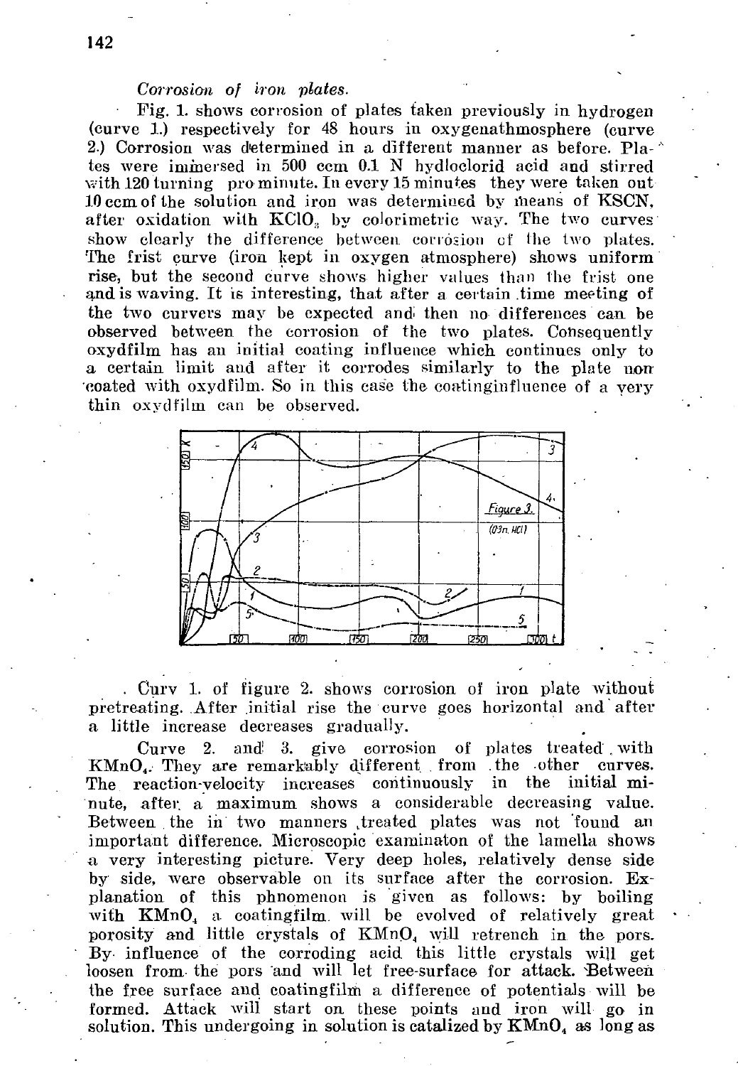*Corrosion of iron plates.*

Fig. 1. shows corrosion of plates taken previously in hydrogen (curve 1.) respectively for 48 hours in oxygenathmosphere (curve 2.) Corrosion was determined in a different manner as before. Plates were immersed in 500 ccm 0.1 N hydloclorid acid and stirred with 120 turning pro minute. In every 15 minutes they were taken out 10 ccm of the solution and iron was determined by means of KSCN, after oxidation with $KClO_3$ by colorimetric way. The two curves show clearly the difference between corrosion of the two plates. The frist curve (iron kept in oxygen atmosphere) shows uniform rise, but the second curve shows higher values than the frist one and is waving. It is interesting, that after a certain time meeting of the two curvers may be expected and then no differences can be observed between the corrosion of the two plates. Consequently oxydfilm has an initial coating influence which continues only to a certain limit and after it corrodes similarly to the plate non coated with oxydfilm. So in this case the coatinginfluence of a very thin oxydfilm can be observed.

Figure 3. (0.3n. HCl)

. Curv 1. of figure 2. shows corrosion of iron plate without pretreating. After initial rise the curve goes horizontal and after a little increase decreases gradually.

Curve 2. and 3. give corrosion of plates treated with $KMnO_4$. They are remarkably different from the other curves. The reaction-velocity increases continuously in the initial minute, after a maximum shows a considerable decreasing value. Between the in two manners treated plates was not found an important difference. Microscopic examinaton of the lamella shows a very interesting picture. Very deep holes, relatively dense side by side, were observable on its surface after the corrosion. Explanation of this phnomenon is given as follows: by boiling with $KMnO_4$ a coatingfilm will be evolved of relatively great porosity and little crystals of $KMnO_4$ will retrench in the pors. By influence of the corroding acid this little crystals will get loosen from the pors and will let free-surface for attack. Between the free surface and coatingfilm a difference of potentials will be formed. Attack will start on these points and iron will go in solution. This undergoing in solution is catalized by $KMnO_4$ as long as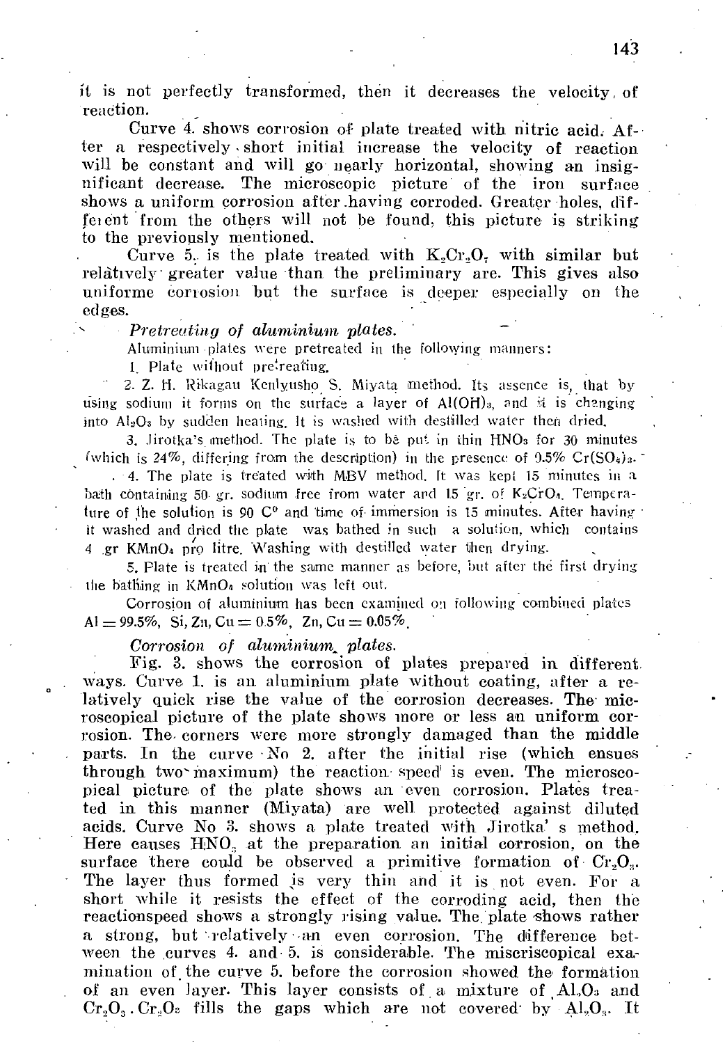it is not perfectly transformed, then it decreases the velocity of reaction.

Curve 4. shows corrosion of plate treated with nitric acid. After a respectively short initial increase the velocity of reaction will be constant and will go nearly horizontal, showing an insignificant decrease. The microscopic picture of the iron surface shows a uniform corrosion after having corroded. Greater holes, different from the others will not be found, this picture is striking to the previously mentioned.

Curve 5. is the plate treated with $K_2Cr_2O_7$ with similar but relatively greater value than the preliminary are. This gives also uniforme corrosion but the surface is deeper especially on the edges.

*Pretreating of aluminium plates.*

Aluminium plates were pretreated in the following manners:

1. Plate without pretreating.
2. Z. H. Rikagau Kenlyusho S. Miyata method. Its essence is, that by using sodium it forms on the surface a layer of $Al(OH)_3$, and it is changing into $Al_2O_3$ by sudden heating. It is washed with destilled water then dried.
3. Jirotka's method. The plate is to be put in thin $HNO_3$ for 30 minutes (which is 24%, differing from the description) in the presence of 0.5% $Cr(SO_4)_3$.
4. The plate is treated with MBV method. It was kept 15 minutes in a bath containing 50 gr. sodium free from water and 15 gr. of $K_2CrO_4$. Temperature of the solution is 90 C° and time of immersion is 15 minutes. After having it washed and dried the plate was bathed in such a solution, which contains 4 gr $KMnO_4$ pro litre. Washing with destilled water then drying.
5. Plate is treated in the same manner as before, but after the first drying the bathing in $KMnO_4$ solution was left out.

Corrosion of aluminium has been examined on following combined plates Al = 99.5%, Si, Zn, Cu = 0.5%, Zn, Cu = 0.05%.

*Corrosion of aluminium plates.*

Fig. 3. shows the corrosion of plates prepared in different ways. Curve 1. is an aluminium plate without coating, after a relatively quick rise the value of the corrosion decreases. The microscopical picture of the plate shows more or less an uniform corrosion. The corners were more strongly damaged than the middle parts. In the curve No 2. after the initial rise (which ensues through two maximum) the reaction speed is even. The microscopical picture of the plate shows an even corrosion. Plates treated in this manner (Miyata) are well protected against diluted acids. Curve No 3. shows a plate treated with Jirotka' s method. Here causes $HNO_3$ at the preparation an initial corrosion, on the surface there could be observed a primitive formation of $Cr_2O_3$. The layer thus formed is very thin and it is not even. For a short while it resists the effect of the corroding acid, then the reactionspeed shows a strongly rising value. The plate shows rather a strong, but relatively an even corrosion. The difference between the curves 4. and 5. is considerable. The miscriscopical examination of the curve 5. before the corrosion showed the formation of an even layer. This layer consists of a mixture of $Al_2O_3$ and $Cr_2O_3$. $Cr_2O_3$ fills the gaps which are not covered by $Al_2O_3$. It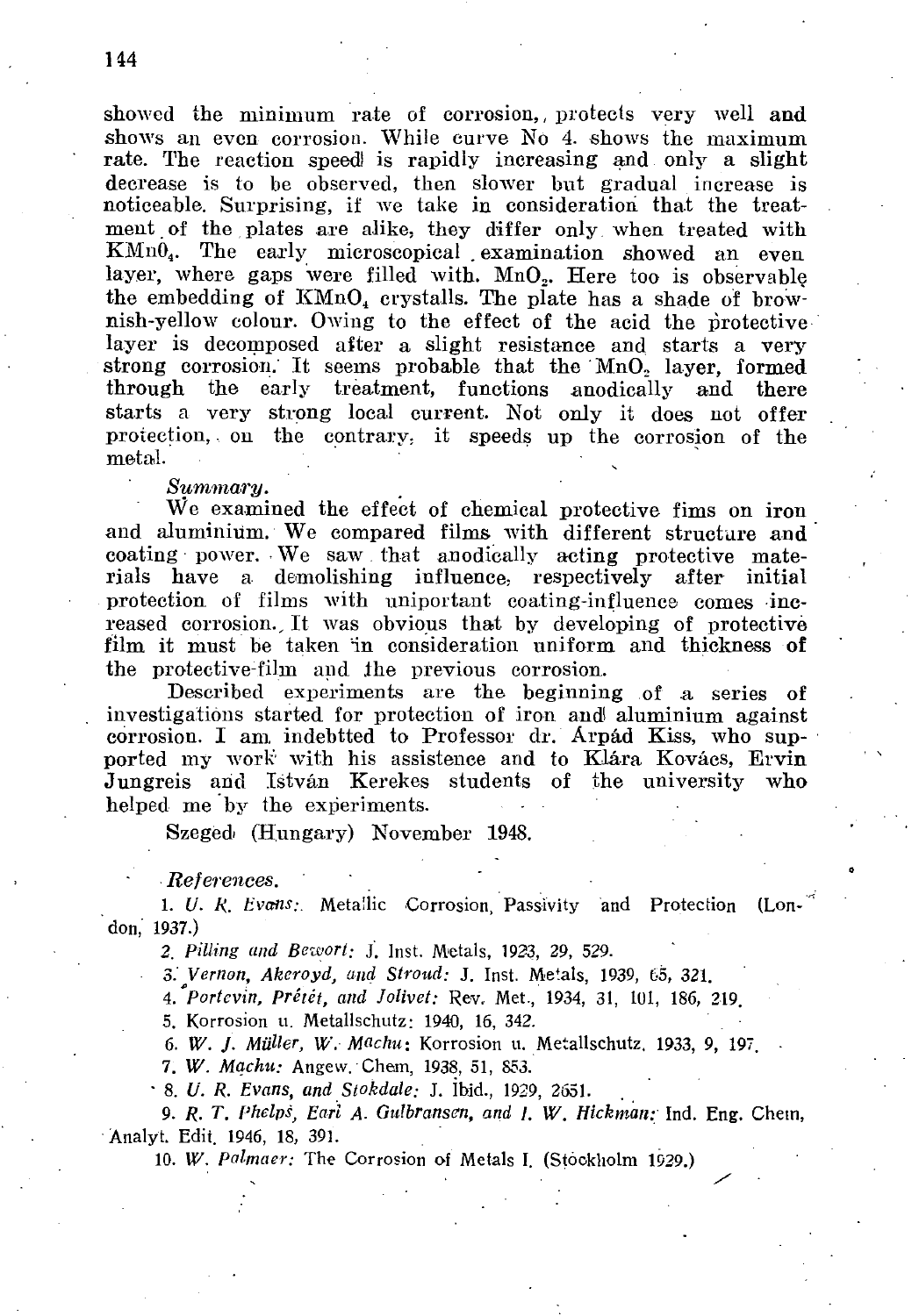showed the minimum rate of corrosion, protects very well and shows an even corrosion. While curve No 4. shows the maximum rate. The reaction speed is rapidly increasing and only a slight decrease is to be observed, then slower but gradual increase is noticeable. Surprising, if we take in consideration that the treatment of the plates are alike, they differ only when treated with $KMnO_4$. The early microscopical examination showed an even layer, where gaps were filled with. $MnO_2$. Here too is observable the embedding of $KMnO_4$ crystalls. The plate has a shade of brownish-yellow colour. Owing to the effect of the acid the protective layer is decomposed after a slight resistance and starts a very strong corrosion. It seems probable that the $MnO_2$ layer, formed through the early treatment, functions anodically and there starts a very strong local current. Not only it does not offer protection, on the contrary, it speeds up the corrosion of the metal.

*Summary.*

We examined the effect of chemical protective fims on iron and aluminium. We compared films with different structure and coating power. We saw that anodically acting protective materials have a demolishing influence, respectively after initial protection of films with uniportant coating-influence comes increased corrosion. It was obvious that by developing of protective film it must be taken in consideration uniform and thickness of the protective-film and the previous corrosion.

Described experiments are the beginning of a series of investigations started for protection of iron and aluminium against corrosion. I am indebtted to Professor dr. Árpád Kiss, who supported my work with his assistence and to Klára Kovács, Ervin Jungreis and István Kerekes students of the university who helped me by the experiments.

Szeged (Hungary) November 1948.

*References.*

1. *U. R. Evans:* Metallic Corrosion, Passivity and Protection (London, 1937.)
2. *Pilling and Bedworth:* J. Inst. Metals, 1923, 29, 529.
3. *Vernon, Akeroyd, and Stroud:* J. Inst. Metals, 1939, 65, 321.
4. *Portevin, Prétét, and Jolivet:* Rev. Met., 1934, 31, 101, 186, 219.
5. Korrosion u. Metallschutz: 1940, 16, 342.
6. *W. J. Müller, W. Machu:* Korrosion u. Metallschutz, 1933, 9, 197.
7. *W. Machu:* Angew. Chem, 1938, 51, 853.
8. *U. R. Evans, and Stokdale:* J. Ibid., 1929, 2651.
9. *R. T. Phelps, Earl A. Gulbransen, and I. W. Hickman:* Ind. Eng. Chem, Analyt. Edit. 1946, 18, 391.
10. *W. Palmaer:* The Corrosion of Metals I. (Stockholm 1929.)